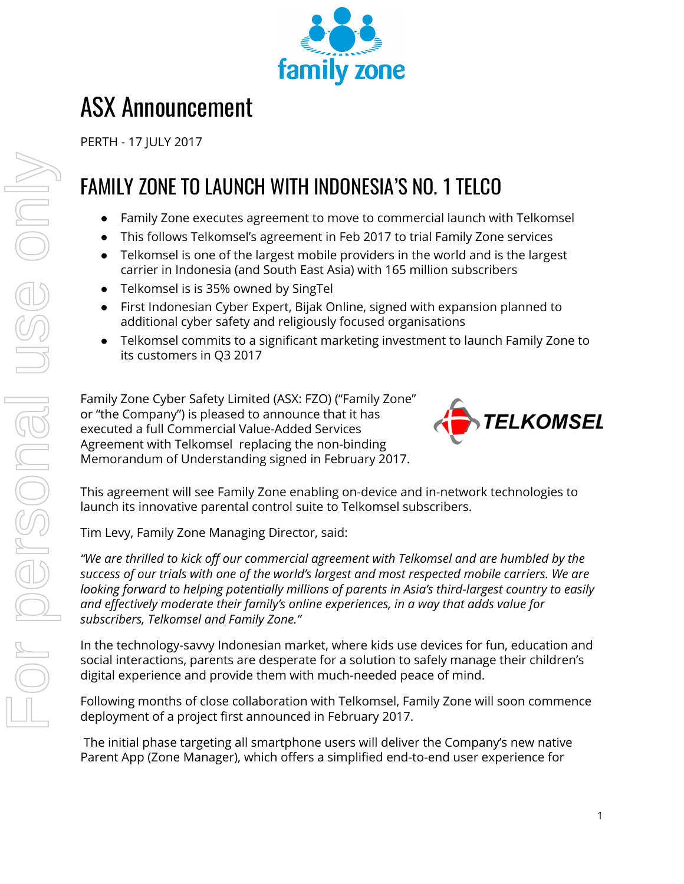# ASX Announcement

PERTH - 17 JULY 2017

## FAMILY ZONE TO LAUNCH WITH INDONESIA'S NO. 1 TELCO

- Family Zone executes agreement to move to commercial launch with Telkomsel
- This follows Telkomsel's agreement in Feb 2017 to trial Family Zone services
- Telkomsel is one of the largest mobile providers in the world and is the largest carrier in Indonesia (and South East Asia) with 165 million subscribers
- Telkomsel is is 35% owned by SingTel
- First Indonesian Cyber Expert, Bijak Online, signed with expansion planned to additional cyber safety and religiously focused organisations
- Telkomsel commits to a significant marketing investment to launch Family Zone to its customers in Q3 2017

Family Zone Cyber Safety Limited (ASX: FZO) ("Family Zone" or "the Company") is pleased to announce that it has executed a full Commercial Value-Added Services Agreement with Telkomsel replacing the non-binding Memorandum of Understanding signed in February 2017.

This agreement will see Family Zone enabling on-device and in-network technologies to launch its innovative parental control suite to Telkomsel subscribers.

Tim Levy, Family Zone Managing Director, said:

*"We are thrilled to kick off our commercial agreement with Telkomsel and are humbled by the success of our trials with one of the world's largest and most respected mobile carriers. We are looking forward to helping potentially millions of parents in Asia's third-largest country to easily and effectively moderate their family's online experiences, in a way that adds value for subscribers, Telkomsel and Family Zone."*

In the technology-savvy Indonesian market, where kids use devices for fun, education and social interactions, parents are desperate for a solution to safely manage their children's digital experience and provide them with much-needed peace of mind.

Following months of close collaboration with Telkomsel, Family Zone will soon commence deployment of a project first announced in February 2017.

The initial phase targeting all smartphone users will deliver the Company's new native Parent App (Zone Manager), which offers a simplified end-to-end user experience for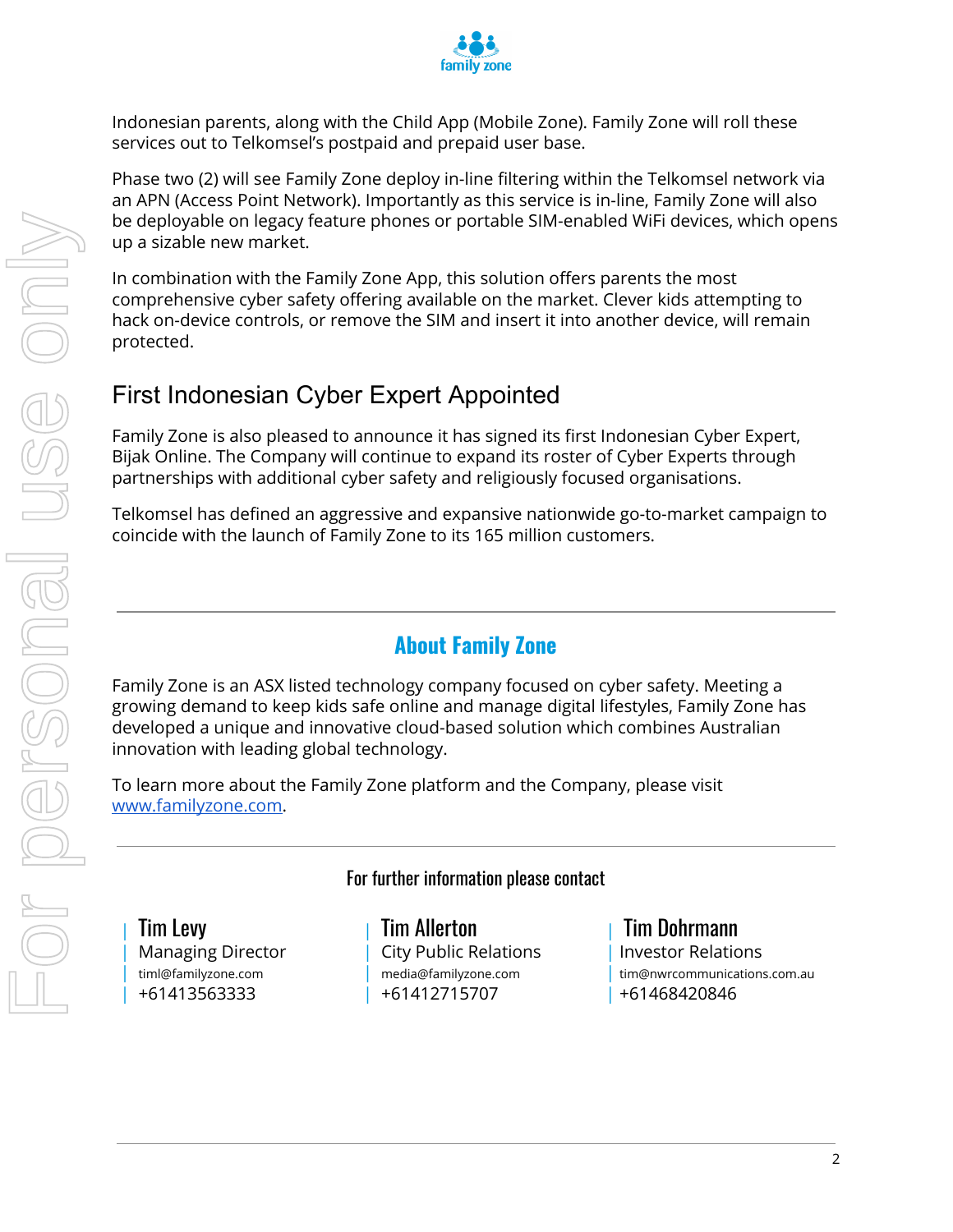Indonesian parents, along with the Child App (Mobile Zone). Family Zone will roll these services out to Telkomsel's postpaid and prepaid user base.

Phase two (2) will see Family Zone deploy in-line filtering within the Telkomsel network via an APN (Access Point Network). Importantly as this service is in-line, Family Zone will also be deployable on legacy feature phones or portable SIM-enabled WiFi devices, which opens up a sizable new market.

In combination with the Family Zone App, this solution offers parents the most comprehensive cyber safety offering available on the market. Clever kids attempting to hack on-device controls, or remove the SIM and insert it into another device, will remain protected.

## First Indonesian Cyber Expert Appointed

Family Zone is also pleased to announce it has signed its first Indonesian Cyber Expert, Bijak Online. The Company will continue to expand its roster of Cyber Experts through partnerships with additional cyber safety and religiously focused organisations.

Telkomsel has defined an aggressive and expansive nationwide go-to-market campaign to coincide with the launch of Family Zone to its 165 million customers.

---

## About Family Zone

Family Zone is an ASX listed technology company focused on cyber safety. Meeting a growing demand to keep kids safe online and manage digital lifestyles, Family Zone has developed a unique and innovative cloud-based solution which combines Australian innovation with leading global technology.

To learn more about the Family Zone platform and the Company, please visit www.familyzone.com.

---

### For further information please contact

**Tim Levy**
Managing Director
timl@familyzone.com
+61413563333

**Tim Allerton**
City Public Relations
media@familyzone.com
+61412715707

**Tim Dohrmann**
Investor Relations
tim@nwrcommunications.com.au
+61468420846